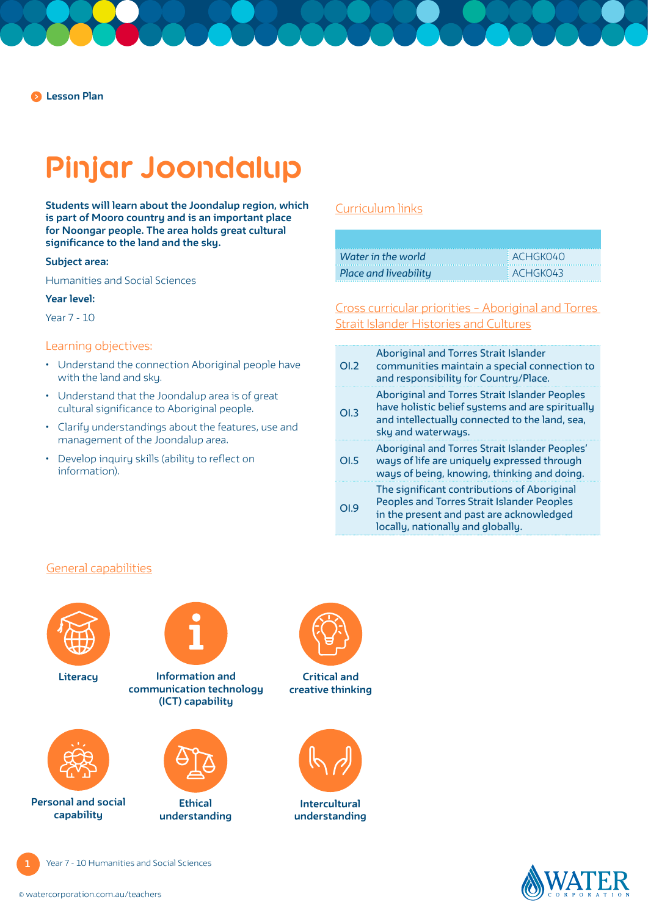Lesson Plan

# Pinjar Joondalup

**Students will learn about the Joondalup region, which is part of Mooro country and is an important place for Noongar people. The area holds great cultural significance to the land and the sky.**

**Subject area:**

Humanities and Social Sciences

**Year level:**

Year 7 - 10

## Learning objectives:

- Understand the connection Aboriginal people have with the land and sky.
- Understand that the Joondalup area is of great cultural significance to Aboriginal people.
- Clarify understandings about the features, use and management of the Joondalup area.
- Develop inquiry skills (ability to reflect on information).

## Curriculum links

| | |
|---|---|
| *Water in the world* | ACHGK040 |
| *Place and liveability* | ACHGK043 |

## Cross curricular priorities – Aboriginal and Torres Strait Islander Histories and Cultures

| | |
|---|---|
| OI.2 | Aboriginal and Torres Strait Islander communities maintain a special connection to and responsibility for Country/Place. |
| OI.3 | Aboriginal and Torres Strait Islander Peoples have holistic belief systems and are spiritually and intellectually connected to the land, sea, sky and waterways. |
| OI.5 | Aboriginal and Torres Strait Islander Peoples' ways of life are uniquely expressed through ways of being, knowing, thinking and doing. |
| OI.9 | The significant contributions of Aboriginal Peoples and Torres Strait Islander Peoples in the present and past are acknowledged locally, nationally and globally. |

## General capabilities

- Literacy
- Information and communication technology (ICT) capability
- Critical and creative thinking
- Personal and social capability
- Ethical understanding
- Intercultural understanding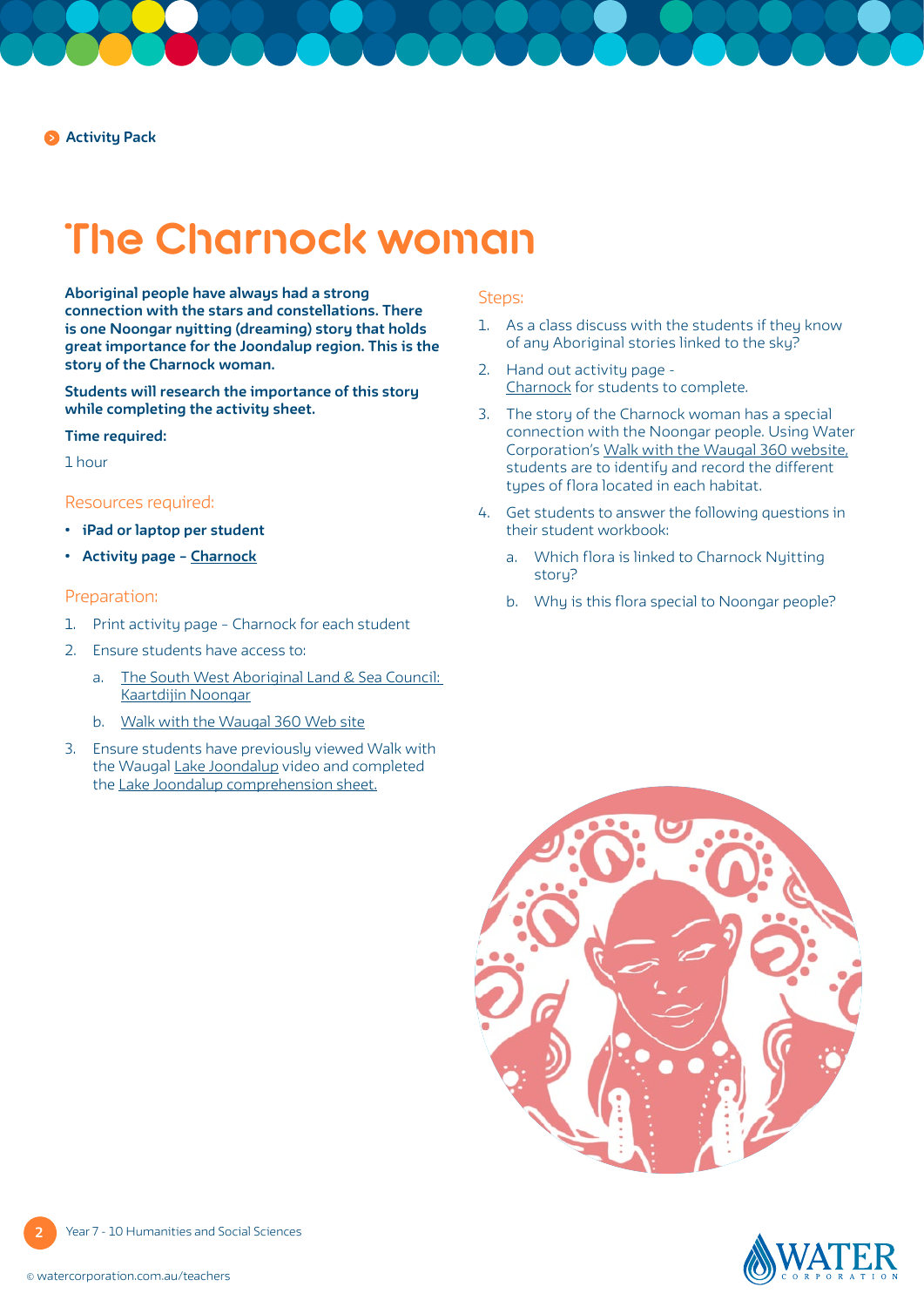Activity Pack

# The Charnock woman

**Aboriginal people have always had a strong connection with the stars and constellations. There is one Noongar nyitting (dreaming) story that holds great importance for the Joondalup region. This is the story of the Charnock woman.**

**Students will research the importance of this story while completing the activity sheet.**

**Time required:**

1 hour

## Resources required:

- **iPad or laptop per student**
- **Activity page – Charnock**

## Preparation:

1. Print activity page – Charnock for each student
2. Ensure students have access to:
   a. The South West Aboriginal Land & Sea Council: Kaartdijin Noongar
   b. Walk with the Waugal 360 Web site
3. Ensure students have previously viewed Walk with the Waugal Lake Joondalup video and completed the Lake Joondalup comprehension sheet.

## Steps:

1. As a class discuss with the students if they know of any Aboriginal stories linked to the sky?
2. Hand out activity page - Charnock for students to complete.
3. The story of the Charnock woman has a special connection with the Noongar people. Using Water Corporation's Walk with the Waugal 360 website, students are to identify and record the different types of flora located in each habitat.
4. Get students to answer the following questions in their student workbook:
   a. Which flora is linked to Charnock Nyitting story?
   b. Why is this flora special to Noongar people?

Year 7 - 10 Humanities and Social Sciences

© watercorporation.com.au/teachers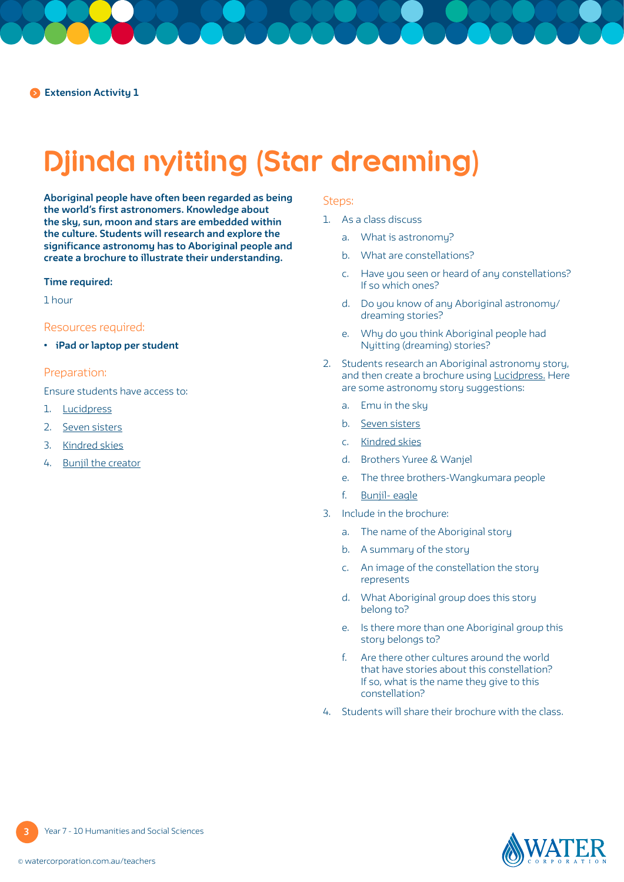Extension Activity 1

# Djinda nyitting (Star dreaming)

**Aboriginal people have often been regarded as being the world's first astronomers. Knowledge about the sky, sun, moon and stars are embedded within the culture. Students will research and explore the significance astronomy has to Aboriginal people and create a brochure to illustrate their understanding.**

**Time required:**

1 hour

## Resources required:

- **iPad or laptop per student**

## Preparation:

Ensure students have access to:

1. Lucidpress
2. Seven sisters
3. Kindred skies
4. Bunjil the creator

## Steps:

1. As a class discuss
   a. What is astronomy?
   b. What are constellations?
   c. Have you seen or heard of any constellations? If so which ones?
   d. Do you know of any Aboriginal astronomy/ dreaming stories?
   e. Why do you think Aboriginal people had Nyitting (dreaming) stories?
2. Students research an Aboriginal astronomy story, and then create a brochure using Lucidpress. Here are some astronomy story suggestions:
   a. Emu in the sky
   b. Seven sisters
   c. Kindred skies
   d. Brothers Yuree & Wanjel
   e. The three brothers-Wangkumara people
   f. Bunjil- eagle
3. Include in the brochure:
   a. The name of the Aboriginal story
   b. A summary of the story
   c. An image of the constellation the story represents
   d. What Aboriginal group does this story belong to?
   e. Is there more than one Aboriginal group this story belongs to?
   f. Are there other cultures around the world that have stories about this constellation? If so, what is the name they give to this constellation?
4. Students will share their brochure with the class.

Year 7 - 10 Humanities and Social Sciences

© watercorporation.com.au/teachers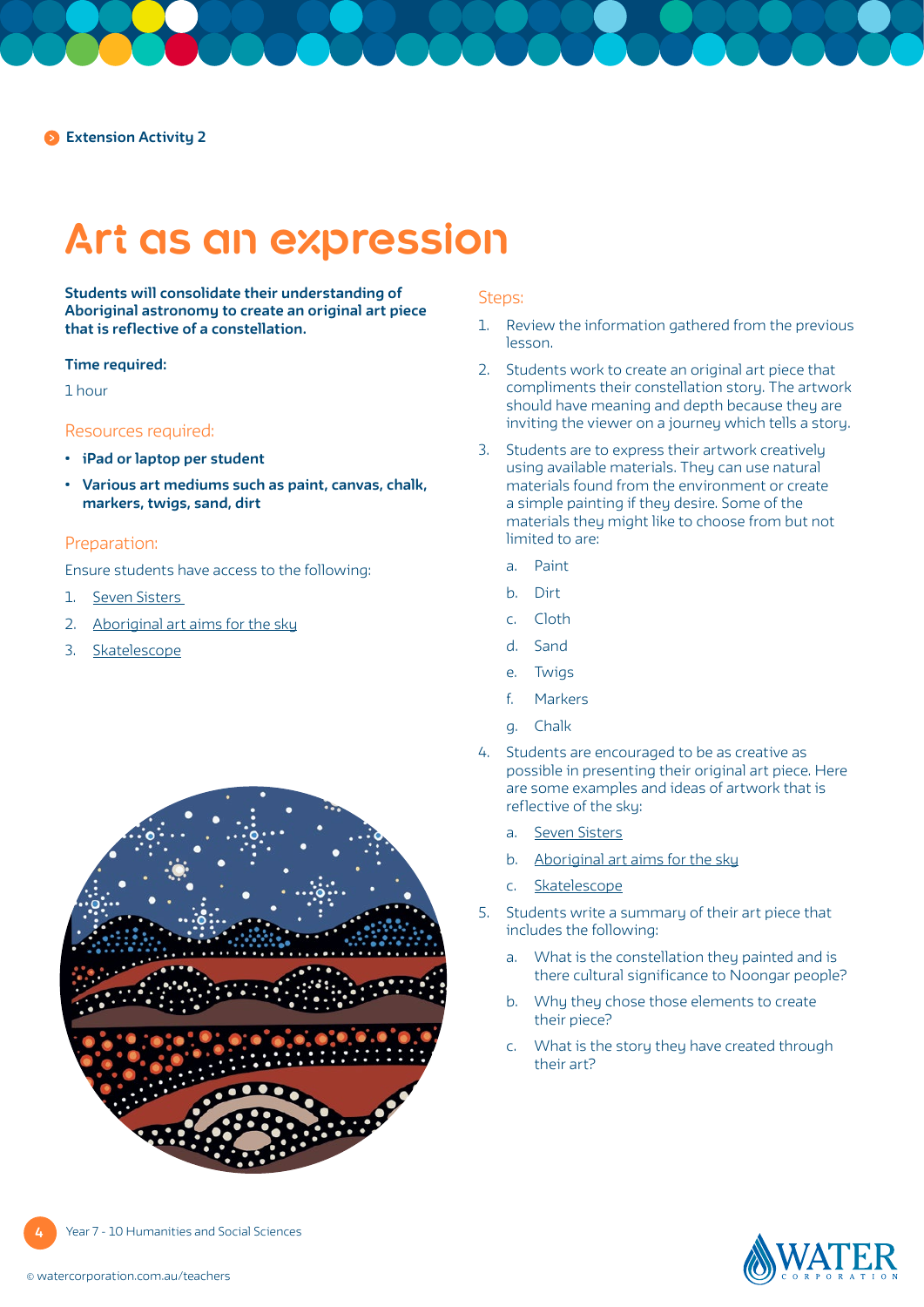Extension Activity 2

# Art as an expression

**Students will consolidate their understanding of Aboriginal astronomy to create an original art piece that is reflective of a constellation.**

**Time required:**

1 hour

## Resources required:

- **iPad or laptop per student**
- **Various art mediums such as paint, canvas, chalk, markers, twigs, sand, dirt**

## Preparation:

Ensure students have access to the following:

1. Seven Sisters
2. Aboriginal art aims for the sky
3. Skatelescope

## Steps:

1. Review the information gathered from the previous lesson.
2. Students work to create an original art piece that compliments their constellation story. The artwork should have meaning and depth because they are inviting the viewer on a journey which tells a story.
3. Students are to express their artwork creatively using available materials. They can use natural materials found from the environment or create a simple painting if they desire. Some of the materials they might like to choose from but not limited to are:
   a. Paint
   b. Dirt
   c. Cloth
   d. Sand
   e. Twigs
   f. Markers
   g. Chalk
4. Students are encouraged to be as creative as possible in presenting their original art piece. Here are some examples and ideas of artwork that is reflective of the sky:
   a. Seven Sisters
   b. Aboriginal art aims for the sky
   c. Skatelescope
5. Students write a summary of their art piece that includes the following:
   a. What is the constellation they painted and is there cultural significance to Noongar people?
   b. Why they chose those elements to create their piece?
   c. What is the story they have created through their art?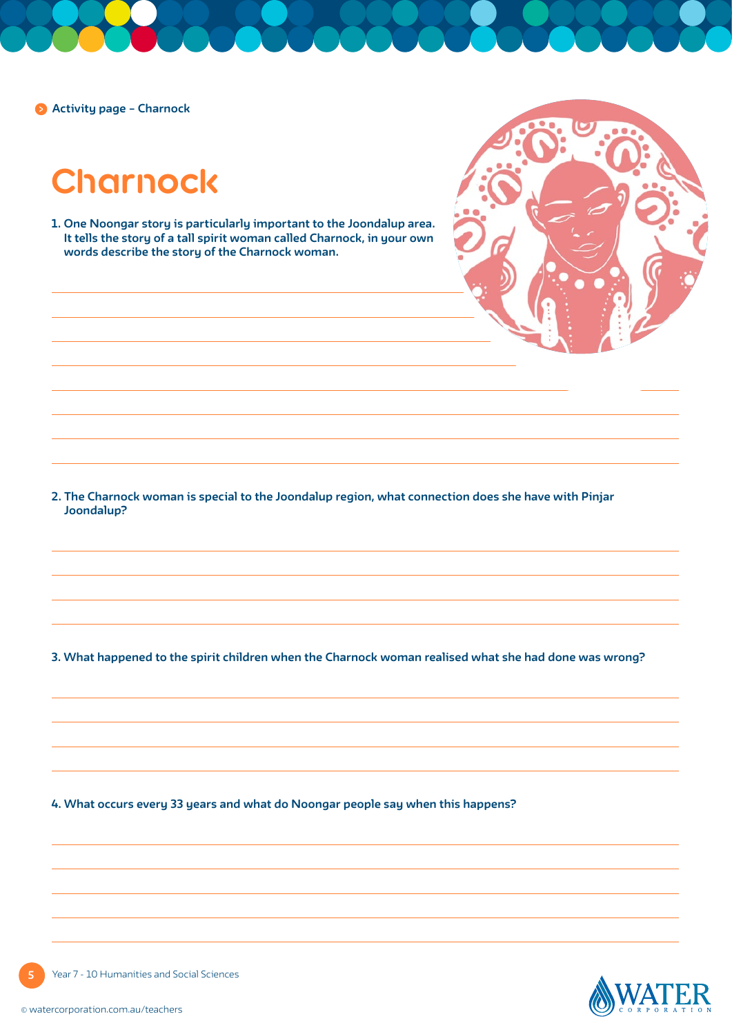Activity page – Charnock

# Charnock

1. One Noongar story is particularly important to the Joondalup area. It tells the story of a tall spirit woman called Charnock, in your own words describe the story of the Charnock woman.

2. The Charnock woman is special to the Joondalup region, what connection does she have with Pinjar Joondalup?

3. What happened to the spirit children when the Charnock woman realised what she had done was wrong?

4. What occurs every 33 years and what do Noongar people say when this happens?

Year 7 - 10 Humanities and Social Sciences

© watercorporation.com.au/teachers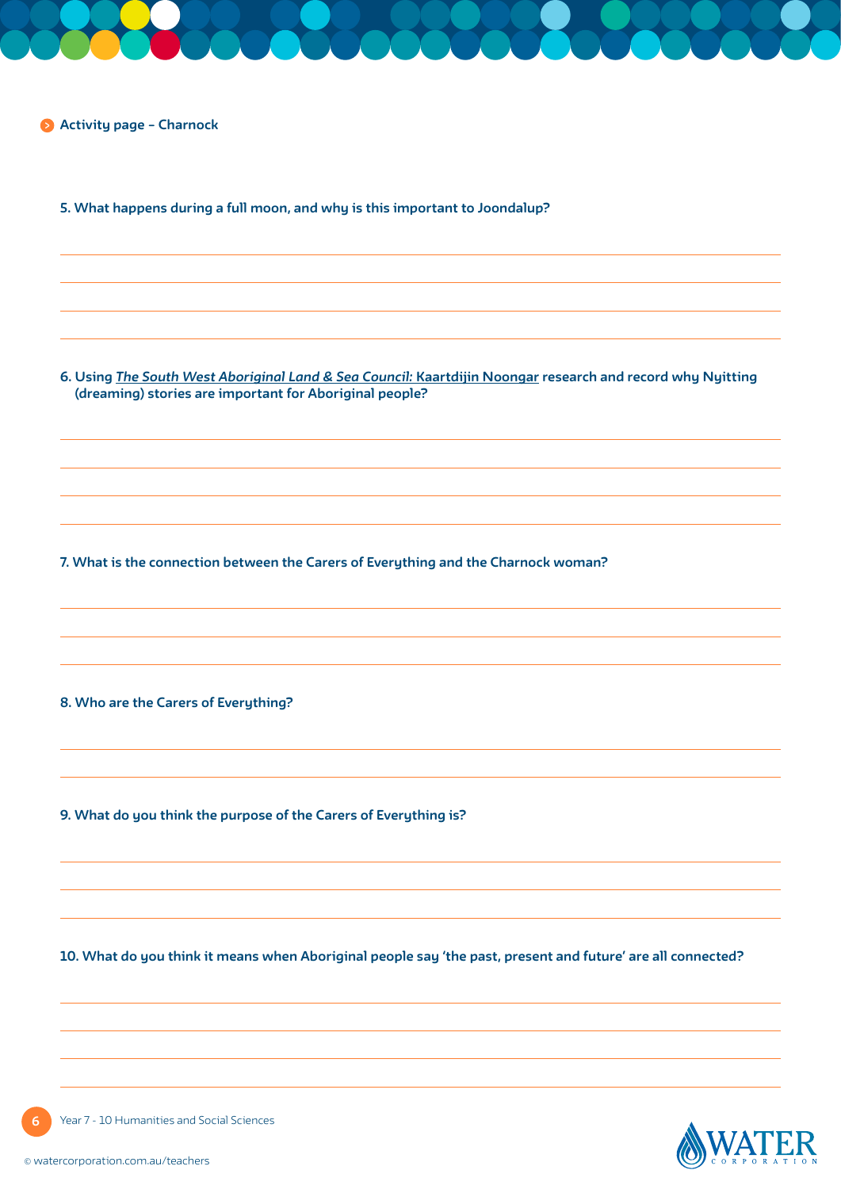Activity page – Charnock

5. What happens during a full moon, and why is this important to Joondalup?

6. Using *The South West Aboriginal Land & Sea Council:* Kaartdijin Noongar research and record why Nyitting (dreaming) stories are important for Aboriginal people?

7. What is the connection between the Carers of Everything and the Charnock woman?

8. Who are the Carers of Everything?

9. What do you think the purpose of the Carers of Everything is?

10. What do you think it means when Aboriginal people say 'the past, present and future' are all connected?